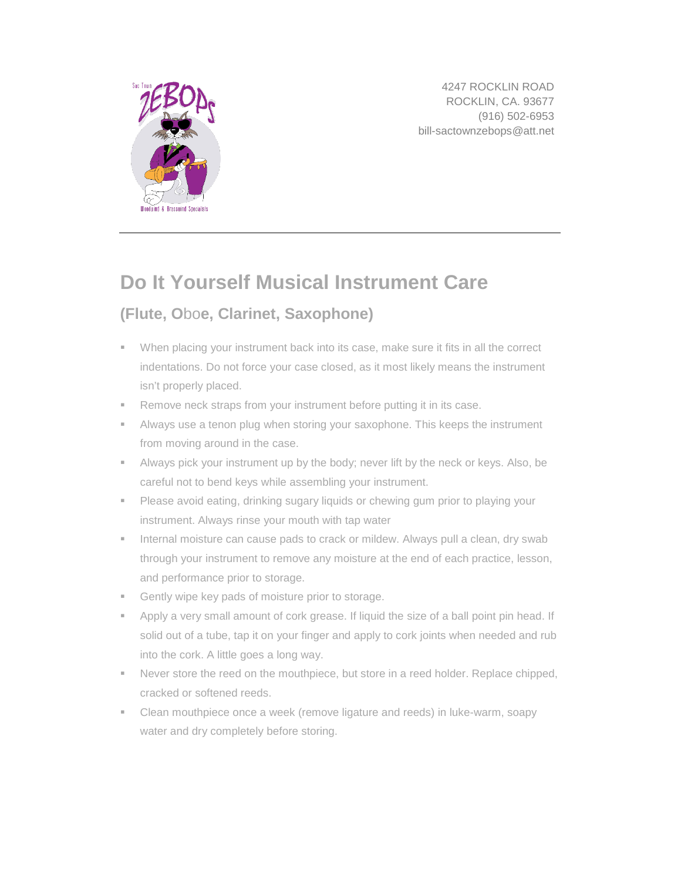4247 ROCKLIN ROAD
ROCKLIN, CA. 93677
(916) 502-6953
bill-sactownzebops@att.net

# Do It Yourself Musical Instrument Care

## (Flute, Oboe, Clarinet, Saxophone)

- When placing your instrument back into its case, make sure it fits in all the correct indentations. Do not force your case closed, as it most likely means the instrument isn't properly placed.
- Remove neck straps from your instrument before putting it in its case.
- Always use a tenon plug when storing your saxophone. This keeps the instrument from moving around in the case.
- Always pick your instrument up by the body; never lift by the neck or keys. Also, be careful not to bend keys while assembling your instrument.
- Please avoid eating, drinking sugary liquids or chewing gum prior to playing your instrument. Always rinse your mouth with tap water
- Internal moisture can cause pads to crack or mildew. Always pull a clean, dry swab through your instrument to remove any moisture at the end of each practice, lesson, and performance prior to storage.
- Gently wipe key pads of moisture prior to storage.
- Apply a very small amount of cork grease. If liquid the size of a ball point pin head. If solid out of a tube, tap it on your finger and apply to cork joints when needed and rub into the cork. A little goes a long way.
- Never store the reed on the mouthpiece, but store in a reed holder. Replace chipped, cracked or softened reeds.
- Clean mouthpiece once a week (remove ligature and reeds) in luke-warm, soapy water and dry completely before storing.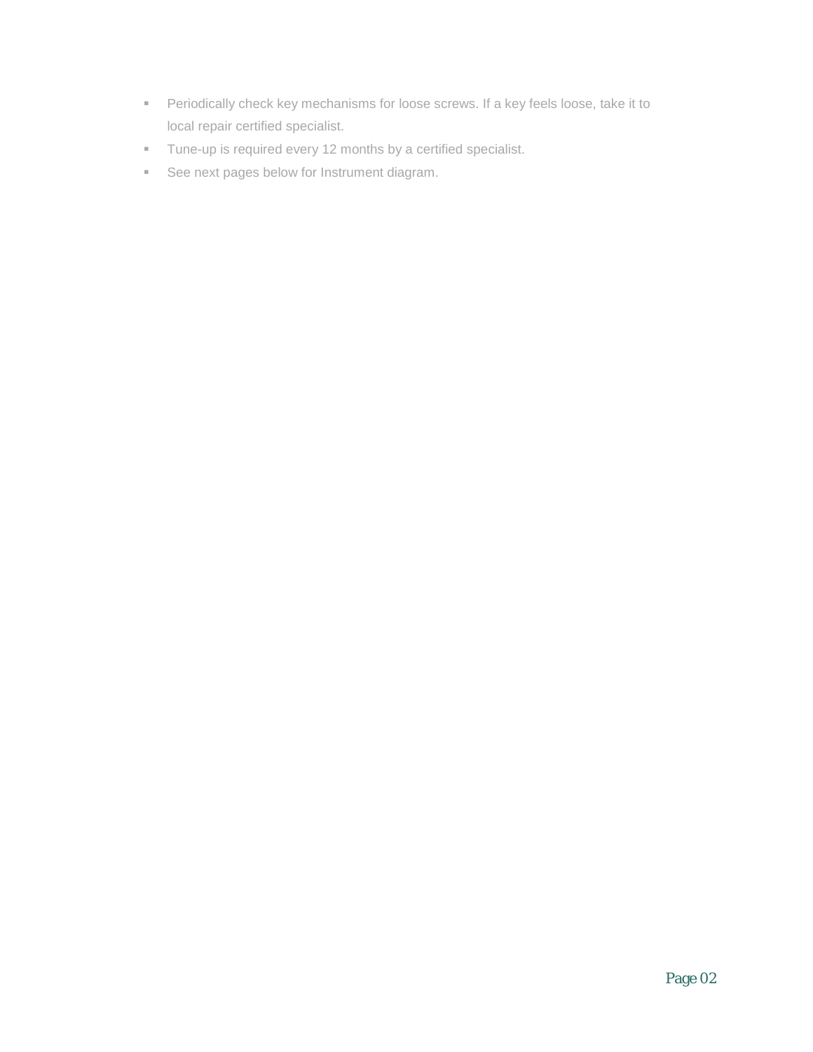- Periodically check key mechanisms for loose screws. If a key feels loose, take it to local repair certified specialist.
- Tune-up is required every 12 months by a certified specialist.
- See next pages below for Instrument diagram.